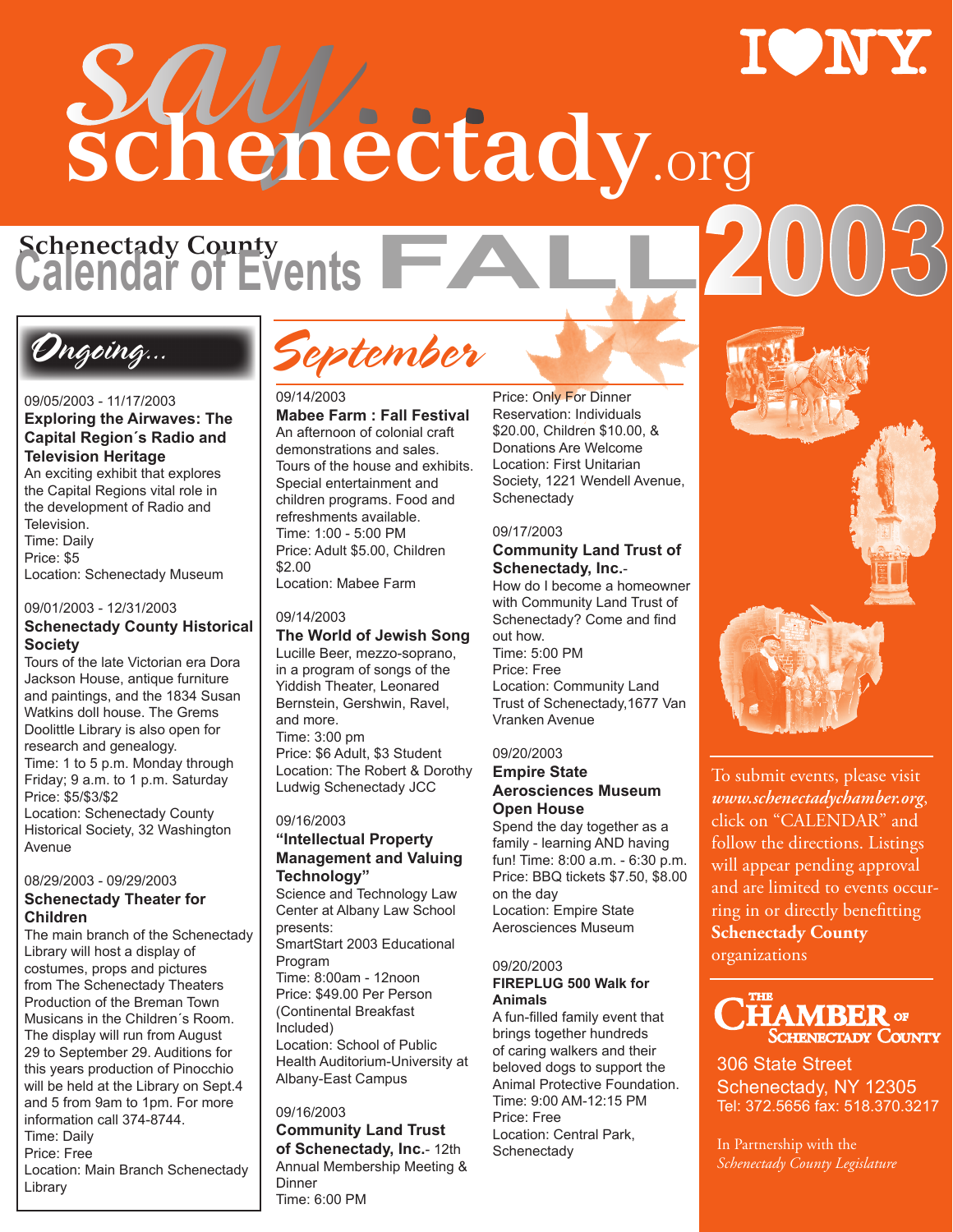# say schenectady.org

I ♥ NY

## Schenectady County Calendar of Events FALL 2003

### Ongoing...

09/05/2003 - 11/17/2003
**Exploring the Airwaves: The Capital Region´s Radio and Television Heritage**
An exciting exhibit that explores the Capital Regions vital role in the development of Radio and Television.
Time: Daily
Price: $5
Location: Schenectady Museum

09/01/2003 - 12/31/2003
**Schenectady County Historical Society**
Tours of the late Victorian era Dora Jackson House, antique furniture and paintings, and the 1834 Susan Watkins doll house. The Grems Doolittle Library is also open for research and genealogy.
Time: 1 to 5 p.m. Monday through Friday; 9 a.m. to 1 p.m. Saturday
Price: $5/$3/$2
Location: Schenectady County Historical Society, 32 Washington Avenue

08/29/2003 - 09/29/2003
**Schenectady Theater for Children**
The main branch of the Schenectady Library will host a display of costumes, props and pictures from The Schenectady Theaters Production of the Breman Town Musicans in the Children´s Room. The display will run from August 29 to September 29. Auditions for this years production of Pinocchio will be held at the Library on Sept.4 and 5 from 9am to 1pm. For more information call 374-8744.
Time: Daily
Price: Free
Location: Main Branch Schenectady Library

### September

09/14/2003
**Mabee Farm : Fall Festival**
An afternoon of colonial craft demonstrations and sales. Tours of the house and exhibits. Special entertainment and children programs. Food and refreshments available.
Time: 1:00 - 5:00 PM
Price: Adult $5.00, Children $2.00
Location: Mabee Farm

09/14/2003
**The World of Jewish Song**
Lucille Beer, mezzo-soprano, in a program of songs of the Yiddish Theater, Leonared Bernstein, Gershwin, Ravel, and more.
Time: 3:00 pm
Price: $6 Adult, $3 Student
Location: The Robert & Dorothy Ludwig Schenectady JCC

09/16/2003
**"Intellectual Property Management and Valuing Technology"**
Science and Technology Law Center at Albany Law School presents:
SmartStart 2003 Educational Program
Time: 8:00am - 12noon
Price: $49.00 Per Person (Continental Breakfast Included)
Location: School of Public Health Auditorium-University at Albany-East Campus

09/16/2003
**Community Land Trust of Schenectady, Inc.**- 12th Annual Membership Meeting & Dinner
Time: 6:00 PM
Price: Only For Dinner Reservation: Individuals $20.00, Children $10.00, & Donations Are Welcome
Location: First Unitarian Society, 1221 Wendell Avenue, Schenectady

09/17/2003
**Community Land Trust of Schenectady, Inc.**-
How do I become a homeowner with Community Land Trust of Schenectady? Come and find out how.
Time: 5:00 PM
Price: Free
Location: Community Land Trust of Schenectady,1677 Van Vranken Avenue

09/20/2003
**Empire State Aerosciences Museum Open House**
Spend the day together as a family - learning AND having fun! Time: 8:00 a.m. - 6:30 p.m.
Price: BBQ tickets $7.50, $8.00 on the day
Location: Empire State Aerosciences Museum

09/20/2003
**FIREPLUG 500 Walk for Animals**
A fun-filled family event that brings together hundreds of caring walkers and their beloved dogs to support the Animal Protective Foundation.
Time: 9:00 AM-12:15 PM
Price: Free
Location: Central Park, Schenectady

---

To submit events, please visit *www.schenectadychamber.org*, click on "CALENDAR" and follow the directions. Listings will appear pending approval and are limited to events occurring in or directly benefitting **Schenectady County** organizations

**THE CHAMBER OF SCHENECTADY COUNTY**
306 State Street
Schenectady, NY 12305
Tel: 372.5656 fax: 518.370.3217

In Partnership with the *Schenectady County Legislature*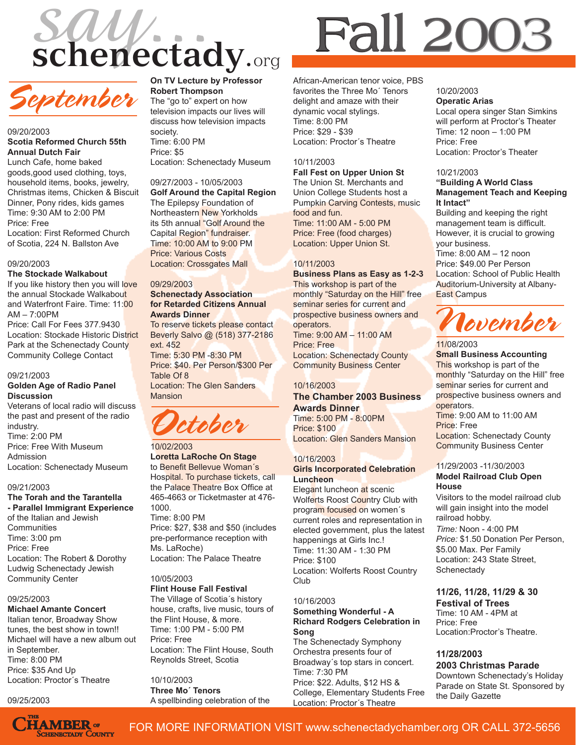# say... schenectady.org

# Fall 2003

## September

09/20/2003
**Scotia Reformed Church 55th Annual Dutch Fair**
Lunch Cafe, home baked goods,good used clothing, toys, household items, books, jewelry, Christmas items, Chicken & Biscuit Dinner, Pony rides, kids games
Time: 9:30 AM to 2:00 PM
Price: Free
Location: First Reformed Church of Scotia, 224 N. Ballston Ave

09/20/2003
**The Stockade Walkabout**
If you like history then you will love the annual Stockade Walkabout and Waterfront Faire. Time: 11:00 AM – 7:00PM
Price: Call For Fees 377.9430
Location: Stockade Historic District Park at the Schenectady County Community College Contact

09/21/2003
**Golden Age of Radio Panel Discussion**
Veterans of local radio will discuss the past and present of the radio industry.
Time: 2:00 PM
Price: Free With Museum Admission
Location: Schenectady Museum

09/21/2003
**The Torah and the Tarantella - Parallel Immigrant Experience**
of the Italian and Jewish Communities
Time: 3:00 pm
Price: Free
Location: The Robert & Dorothy Ludwig Schenectady Jewish Community Center

09/25/2003
**Michael Amante Concert**
Italian tenor, Broadway Show tunes, the best show in town!! Michael will have a new album out in September.
Time: 8:00 PM
Price: $35 And Up
Location: Proctor´s Theatre

09/25/2003
**On TV Lecture by Professor Robert Thompson**
The "go to" expert on how television impacts our lives will discuss how television impacts society.
Time: 6:00 PM
Price: $5
Location: Schenectady Museum

09/27/2003 - 10/05/2003
**Golf Around the Capital Region**
The Epilepsy Foundation of Northeastern New Yorkholds its 5th annual "Golf Around the Capital Region" fundraiser.
Time: 10:00 AM to 9:00 PM
Price: Various Costs
Location: Crossgates Mall

09/29/2003
**Schenectady Association for Retarded Citizens Annual Awards Dinner**
To reserve tickets please contact Beverly Salvo @ (518) 377-2186 ext. 452
Time: 5:30 PM -8:30 PM
Price: $40. Per Person/$300 Per Table Of 8
Location: The Glen Sanders Mansion

## October

10/02/2003
**Loretta LaRoche On Stage**
to Benefit Bellevue Woman´s Hospital. To purchase tickets, call the Palace Theatre Box Office at 465-4663 or Ticketmaster at 476-1000.
Time: 8:00 PM
Price: $27, $38 and $50 (includes pre-performance reception with Ms. LaRoche)
Location: The Palace Theatre

10/05/2003
**Flint House Fall Festival**
The Village of Scotia´s history house, crafts, live music, tours of the Flint House, & more.
Time: 1:00 PM - 5:00 PM
Price: Free
Location: The Flint House, South Reynolds Street, Scotia

10/10/2003
**Three Mo´ Tenors**
A spellbinding celebration of the African-American tenor voice, PBS favorites the Three Mo´ Tenors delight and amaze with their dynamic vocal stylings.
Time: 8:00 PM
Price: $29 - $39
Location: Proctor´s Theatre

10/11/2003
**Fall Fest on Upper Union St**
The Union St. Merchants and Union College Students host a Pumpkin Carving Contests, music food and fun.
Time: 11:00 AM - 5:00 PM
Price: Free (food charges)
Location: Upper Union St.

10/11/2003
**Business Plans as Easy as 1-2-3**
This workshop is part of the monthly "Saturday on the Hill" free seminar series for current and prospective business owners and operators.
Time: 9:00 AM – 11:00 AM
Price: Free
Location: Schenectady County Community Business Center

10/16/2003
**The Chamber 2003 Business Awards Dinner**
Time: 5:00 PM - 8:00PM
Price: $100
Location: Glen Sanders Mansion

10/16/2003
**Girls Incorporated Celebration Luncheon**
Elegant luncheon at scenic Wolferts Roost Country Club with program focused on women´s current roles and representation in elected government, plus the latest happenings at Girls Inc.!
Time: 11:30 AM - 1:30 PM
Price: $100
Location: Wolferts Roost Country Club

10/16/2003
**Something Wonderful - A Richard Rodgers Celebration in Song**
The Schenectady Symphony Orchestra presents four of Broadway´s top stars in concert.
Time: 7:30 PM
Price: $22. Adults, $12 HS & College, Elementary Students Free
Location: Proctor´s Theatre

10/20/2003
**Operatic Arias**
Local opera singer Stan Simkins will perform at Proctor's Theater
Time: 12 noon – 1:00 PM
Price: Free
Location: Proctor's Theater

10/21/2003
**"Building A World Class Management Teach and Keeping It Intact"**
Building and keeping the right management team is difficult. However, it is crucial to growing your business.
Time: 8:00 AM – 12 noon
Price: $49.00 Per Person
Location: School of Public Health Auditorium-University at Albany-East Campus

## November

11/08/2003
**Small Business Accounting**
This workshop is part of the monthly "Saturday on the Hill" free seminar series for current and prospective business owners and operators.
Time: 9:00 AM to 11:00 AM
Price: Free
Location: Schenectady County Community Business Center

11/29/2003 -11/30/2003
**Model Railroad Club Open House**
Visitors to the model railroad club will gain insight into the model railroad hobby.
*Time:* Noon - 4:00 PM
*Price:* $1.50 Donation Per Person, $5.00 Max. Per Family
Location: 243 State Street, Schenectady

**11/26, 11/28, 11/29 & 30**
**Festival of Trees**
Time: 10 AM - 4PM at
Price: Free
Location:Proctor's Theatre.

**11/28/2003**
**2003 Christmas Parade**
Downtown Schenectady's Holiday Parade on State St. Sponsored by the Daily Gazette

The Chamber of Schenectady County

FOR MORE INFORMATION VISIT www.schenectadychamber.org OR CALL 372-5656